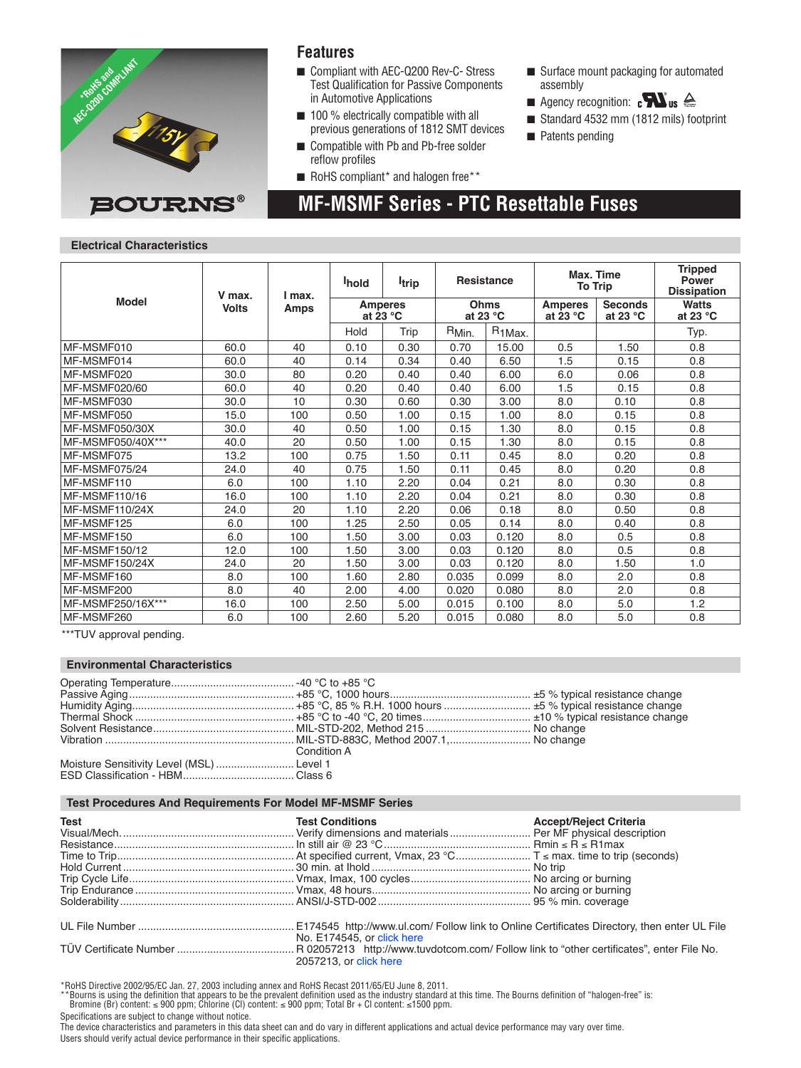# MF-MSMF Series - PTC Resettable Fuses

## Features

- Compliant with AEC-Q200 Rev-C- Stress Test Qualification for Passive Components in Automotive Applications
- 100 % electrically compatible with all previous generations of 1812 SMT devices
- Compatible with Pb and Pb-free solder reflow profiles
- RoHS compliant* and halogen free**
- Surface mount packaging for automated assembly
- Agency recognition: cULus
- Standard 4532 mm (1812 mils) footprint
- Patents pending

## Electrical Characteristics

| Model | V max. Volts | I max. Amps | $I_{hold}$ | $I_{trip}$ | Resistance | | Max. Time To Trip | | Tripped Power Dissipation |
|---|---|---|---|---|---|---|---|---|---|
| | | | Amperes at 23 °C | | Ohms at 23 °C | | Amperes at 23 °C | Seconds at 23 °C | Watts at 23 °C |
| | | | Hold | Trip | $R_{Min.}$ | $R_{1Max.}$ | | | Typ. |
| MF-MSMF010 | 60.0 | 40 | 0.10 | 0.30 | 0.70 | 15.00 | 0.5 | 1.50 | 0.8 |
| MF-MSMF014 | 60.0 | 40 | 0.14 | 0.34 | 0.40 | 6.50 | 1.5 | 0.15 | 0.8 |
| MF-MSMF020 | 30.0 | 80 | 0.20 | 0.40 | 0.40 | 6.00 | 6.0 | 0.06 | 0.8 |
| MF-MSMF020/60 | 60.0 | 40 | 0.20 | 0.40 | 0.40 | 6.00 | 1.5 | 0.15 | 0.8 |
| MF-MSMF030 | 30.0 | 10 | 0.30 | 0.60 | 0.30 | 3.00 | 8.0 | 0.10 | 0.8 |
| MF-MSMF050 | 15.0 | 100 | 0.50 | 1.00 | 0.15 | 1.00 | 8.0 | 0.15 | 0.8 |
| MF-MSMF050/30X | 30.0 | 40 | 0.50 | 1.00 | 0.15 | 1.30 | 8.0 | 0.15 | 0.8 |
| MF-MSMF050/40X*** | 40.0 | 20 | 0.50 | 1.00 | 0.15 | 1.30 | 8.0 | 0.15 | 0.8 |
| MF-MSMF075 | 13.2 | 100 | 0.75 | 1.50 | 0.11 | 0.45 | 8.0 | 0.20 | 0.8 |
| MF-MSMF075/24 | 24.0 | 40 | 0.75 | 1.50 | 0.11 | 0.45 | 8.0 | 0.20 | 0.8 |
| MF-MSMF110 | 6.0 | 100 | 1.10 | 2.20 | 0.04 | 0.21 | 8.0 | 0.30 | 0.8 |
| MF-MSMF110/16 | 16.0 | 100 | 1.10 | 2.20 | 0.04 | 0.21 | 8.0 | 0.30 | 0.8 |
| MF-MSMF110/24X | 24.0 | 20 | 1.10 | 2.20 | 0.06 | 0.18 | 8.0 | 0.50 | 0.8 |
| MF-MSMF125 | 6.0 | 100 | 1.25 | 2.50 | 0.05 | 0.14 | 8.0 | 0.40 | 0.8 |
| MF-MSMF150 | 6.0 | 100 | 1.50 | 3.00 | 0.03 | 0.120 | 8.0 | 0.5 | 0.8 |
| MF-MSMF150/12 | 12.0 | 100 | 1.50 | 3.00 | 0.03 | 0.120 | 8.0 | 0.5 | 0.8 |
| MF-MSMF150/24X | 24.0 | 20 | 1.50 | 3.00 | 0.03 | 0.120 | 8.0 | 1.50 | 1.0 |
| MF-MSMF160 | 8.0 | 100 | 1.60 | 2.80 | 0.035 | 0.099 | 8.0 | 2.0 | 0.8 |
| MF-MSMF200 | 8.0 | 40 | 2.00 | 4.00 | 0.020 | 0.080 | 8.0 | 2.0 | 0.8 |
| MF-MSMF250/16X*** | 16.0 | 100 | 2.50 | 5.00 | 0.015 | 0.100 | 8.0 | 5.0 | 1.2 |
| MF-MSMF260 | 6.0 | 100 | 2.60 | 5.20 | 0.015 | 0.080 | 8.0 | 5.0 | 0.8 |

***TUV approval pending.

## Environmental Characteristics

| | | |
|---|---|---|
| Operating Temperature | -40 °C to +85 °C | |
| Passive Aging | +85 °C, 1000 hours | ±5 % typical resistance change |
| Humidity Aging | +85 °C, 85 % R.H. 1000 hours | ±5 % typical resistance change |
| Thermal Shock | +85 °C to -40 °C, 20 times | ±10 % typical resistance change |
| Solvent Resistance | MIL-STD-202, Method 215 | No change |
| Vibration | MIL-STD-883C, Method 2007.1, Condition A | No change |
| Moisture Sensitivity Level (MSL) | Level 1 | |
| ESD Classification - HBM | Class 6 | |

## Test Procedures And Requirements For Model MF-MSMF Series

| Test | Test Conditions | Accept/Reject Criteria |
|---|---|---|
| Visual/Mech. | Verify dimensions and materials | Per MF physical description |
| Resistance | In still air @ 23 °C | Rmin ≤ R ≤ R1max |
| Time to Trip | At specified current, Vmax, 23 °C | T ≤ max. time to trip (seconds) |
| Hold Current | 30 min. at Ihold | No trip |
| Trip Cycle Life | Vmax, Imax, 100 cycles | No arcing or burning |
| Trip Endurance | Vmax, 48 hours | No arcing or burning |
| Solderability | ANSI/J-STD-002 | 95 % min. coverage |

UL File Number ...... E174545 http://www.ul.com/ Follow link to Online Certificates Directory, then enter UL File No. E174545, or click here

TÜV Certificate Number ...... R 02057213 http://www.tuvdotcom.com/ Follow link to "other certificates", enter File No. 2057213, or click here

*RoHS Directive 2002/95/EC Jan. 27, 2003 including annex and RoHS Recast 2011/65/EU June 8, 2011.
**Bourns is using the definition that appears to be the prevalent definition used as the industry standard at this time. The Bourns definition of "halogen-free" is: Bromine (Br) content: ≤ 900 ppm; Chlorine (Cl) content: ≤ 900 ppm; Total Br + Cl content: ≤1500 ppm.

Specifications are subject to change without notice.
The device characteristics and parameters in this data sheet can and do vary in different applications and actual device performance may vary over time.
Users should verify actual device performance in their specific applications.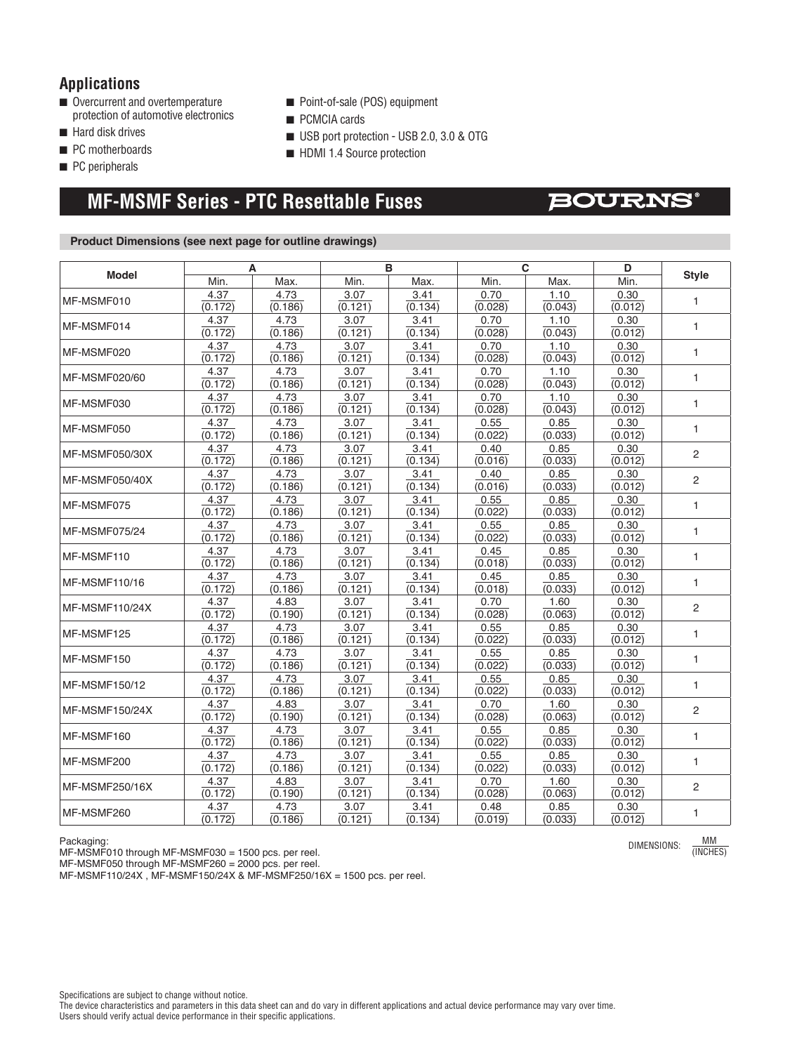## Applications

- Overcurrent and overtemperature protection of automotive electronics
- Hard disk drives
- PC motherboards
- PC peripherals
- Point-of-sale (POS) equipment
- PCMCIA cards
- USB port protection - USB 2.0, 3.0 & OTG
- HDMI 1.4 Source protection

# MF-MSMF Series - PTC Resettable Fuses

BOURNS®

### Product Dimensions (see next page for outline drawings)

| Model | A | | B | | C | | D | Style |
|---|---|---|---|---|---|---|---|---|
| | Min. | Max. | Min. | Max. | Min. | Max. | Min. | |
| MF-MSMF010 | 4.37 (0.172) | 4.73 (0.186) | 3.07 (0.121) | 3.41 (0.134) | 0.70 (0.028) | 1.10 (0.043) | 0.30 (0.012) | 1 |
| MF-MSMF014 | 4.37 (0.172) | 4.73 (0.186) | 3.07 (0.121) | 3.41 (0.134) | 0.70 (0.028) | 1.10 (0.043) | 0.30 (0.012) | 1 |
| MF-MSMF020 | 4.37 (0.172) | 4.73 (0.186) | 3.07 (0.121) | 3.41 (0.134) | 0.70 (0.028) | 1.10 (0.043) | 0.30 (0.012) | 1 |
| MF-MSMF020/60 | 4.37 (0.172) | 4.73 (0.186) | 3.07 (0.121) | 3.41 (0.134) | 0.70 (0.028) | 1.10 (0.043) | 0.30 (0.012) | 1 |
| MF-MSMF030 | 4.37 (0.172) | 4.73 (0.186) | 3.07 (0.121) | 3.41 (0.134) | 0.70 (0.028) | 1.10 (0.043) | 0.30 (0.012) | 1 |
| MF-MSMF050 | 4.37 (0.172) | 4.73 (0.186) | 3.07 (0.121) | 3.41 (0.134) | 0.55 (0.022) | 0.85 (0.033) | 0.30 (0.012) | 1 |
| MF-MSMF050/30X | 4.37 (0.172) | 4.73 (0.186) | 3.07 (0.121) | 3.41 (0.134) | 0.40 (0.016) | 0.85 (0.033) | 0.30 (0.012) | 2 |
| MF-MSMF050/40X | 4.37 (0.172) | 4.73 (0.186) | 3.07 (0.121) | 3.41 (0.134) | 0.40 (0.016) | 0.85 (0.033) | 0.30 (0.012) | 2 |
| MF-MSMF075 | 4.37 (0.172) | 4.73 (0.186) | 3.07 (0.121) | 3.41 (0.134) | 0.55 (0.022) | 0.85 (0.033) | 0.30 (0.012) | 1 |
| MF-MSMF075/24 | 4.37 (0.172) | 4.73 (0.186) | 3.07 (0.121) | 3.41 (0.134) | 0.55 (0.022) | 0.85 (0.033) | 0.30 (0.012) | 1 |
| MF-MSMF110 | 4.37 (0.172) | 4.73 (0.186) | 3.07 (0.121) | 3.41 (0.134) | 0.45 (0.018) | 0.85 (0.033) | 0.30 (0.012) | 1 |
| MF-MSMF110/16 | 4.37 (0.172) | 4.73 (0.186) | 3.07 (0.121) | 3.41 (0.134) | 0.45 (0.018) | 0.85 (0.033) | 0.30 (0.012) | 1 |
| MF-MSMF110/24X | 4.37 (0.172) | 4.83 (0.190) | 3.07 (0.121) | 3.41 (0.134) | 0.70 (0.028) | 1.60 (0.063) | 0.30 (0.012) | 2 |
| MF-MSMF125 | 4.37 (0.172) | 4.73 (0.186) | 3.07 (0.121) | 3.41 (0.134) | 0.55 (0.022) | 0.85 (0.033) | 0.30 (0.012) | 1 |
| MF-MSMF150 | 4.37 (0.172) | 4.73 (0.186) | 3.07 (0.121) | 3.41 (0.134) | 0.55 (0.022) | 0.85 (0.033) | 0.30 (0.012) | 1 |
| MF-MSMF150/12 | 4.37 (0.172) | 4.73 (0.186) | 3.07 (0.121) | 3.41 (0.134) | 0.55 (0.022) | 0.85 (0.033) | 0.30 (0.012) | 1 |
| MF-MSMF150/24X | 4.37 (0.172) | 4.83 (0.190) | 3.07 (0.121) | 3.41 (0.134) | 0.70 (0.028) | 1.60 (0.063) | 0.30 (0.012) | 2 |
| MF-MSMF160 | 4.37 (0.172) | 4.73 (0.186) | 3.07 (0.121) | 3.41 (0.134) | 0.55 (0.022) | 0.85 (0.033) | 0.30 (0.012) | 1 |
| MF-MSMF200 | 4.37 (0.172) | 4.73 (0.186) | 3.07 (0.121) | 3.41 (0.134) | 0.55 (0.022) | 0.85 (0.033) | 0.30 (0.012) | 1 |
| MF-MSMF250/16X | 4.37 (0.172) | 4.83 (0.190) | 3.07 (0.121) | 3.41 (0.134) | 0.70 (0.028) | 1.60 (0.063) | 0.30 (0.012) | 2 |
| MF-MSMF260 | 4.37 (0.172) | 4.73 (0.186) | 3.07 (0.121) | 3.41 (0.134) | 0.48 (0.019) | 0.85 (0.033) | 0.30 (0.012) | 1 |

DIMENSIONS: MM (INCHES)

Packaging:
MF-MSMF010 through MF-MSMF030 = 1500 pcs. per reel.
MF-MSMF050 through MF-MSMF260 = 2000 pcs. per reel.
MF-MSMF110/24X , MF-MSMF150/24X & MF-MSMF250/16X = 1500 pcs. per reel.

Specifications are subject to change without notice.
The device characteristics and parameters in this data sheet can and do vary in different applications and actual device performance may vary over time.
Users should verify actual device performance in their specific applications.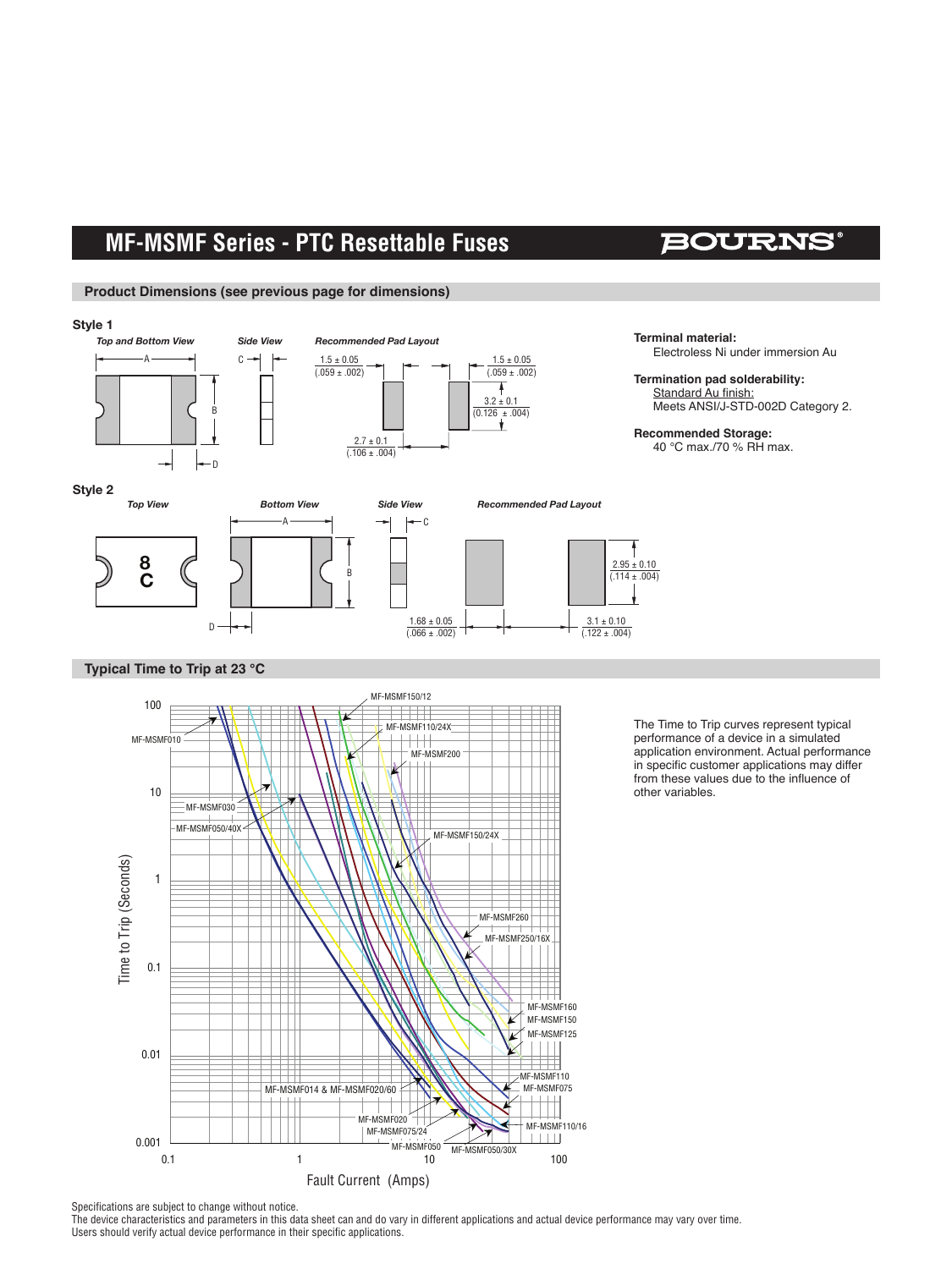# MF-MSMF Series - PTC Resettable Fuses

## Product Dimensions (see previous page for dimensions)

### Style 1

*Top and Bottom View* — A, B, D

*Side View* — C

*Recommended Pad Layout*

- 1.5 ± 0.05 (.059 ± .002)
- 1.5 ± 0.05 (.059 ± .002)
- 3.2 ± 0.1 (0.126 ± .004)
- 2.7 ± 0.1 (.106 ± .004)

**Terminal material:**
Electroless Ni under immersion Au

**Termination pad solderability:**
Standard Au finish:
Meets ANSI/J-STD-002D Category 2.

**Recommended Storage:**
40 °C max./70 % RH max.

### Style 2

*Top View* — 8 C

*Bottom View* — A, B, D

*Side View* — C

*Recommended Pad Layout*

- 2.95 ± 0.10 (.114 ± .004)
- 1.68 ± 0.05 (.066 ± .002)
- 3.1 ± 0.10 (.122 ± .004)

## Typical Time to Trip at 23 °C

Time to Trip (Seconds) vs. Fault Current (Amps)

Curves: MF-MSMF010, MF-MSMF030, MF-MSMF050/40X, MF-MSMF150/12, MF-MSMF110/24X, MF-MSMF200, MF-MSMF150/24X, MF-MSMF260, MF-MSMF250/16X, MF-MSMF160, MF-MSMF150, MF-MSMF125, MF-MSMF110, MF-MSMF075, MF-MSMF110/16, MF-MSMF014 & MF-MSMF020/60, MF-MSMF020, MF-MSMF075/24, MF-MSMF050, MF-MSMF050/30X

The Time to Trip curves represent typical performance of a device in a simulated application environment. Actual performance in specific customer applications may differ from these values due to the influence of other variables.

Specifications are subject to change without notice.
The device characteristics and parameters in this data sheet can and do vary in different applications and actual device performance may vary over time.
Users should verify actual device performance in their specific applications.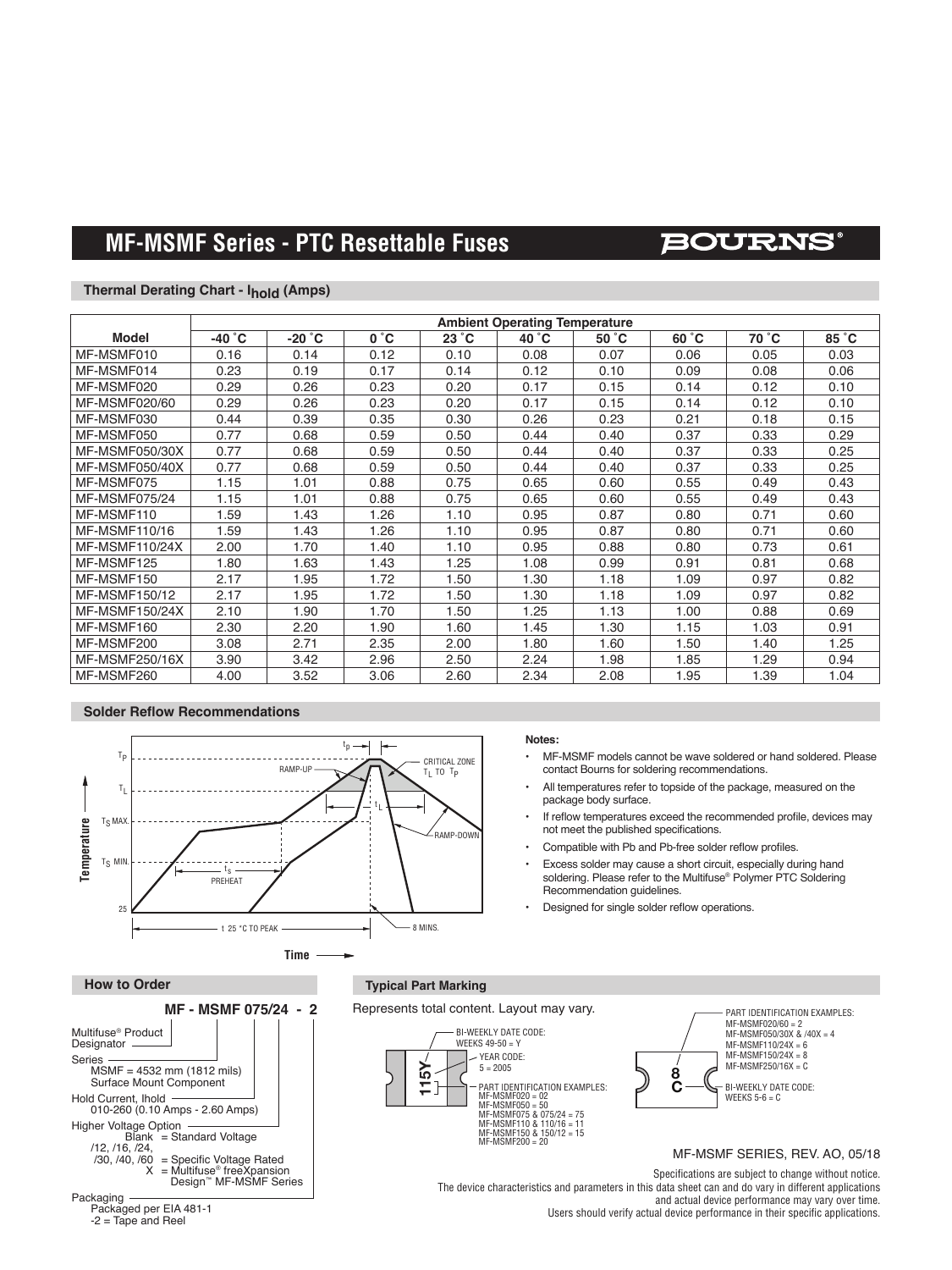# MF-MSMF Series - PTC Resettable Fuses

## Thermal Derating Chart - $I_{hold}$ (Amps)

| Model | Ambient Operating Temperature | | | | | | | | |
|---|---|---|---|---|---|---|---|---|---|
| | -40 °C | -20 °C | 0 °C | 23 °C | 40 °C | 50 °C | 60 °C | 70 °C | 85 °C |
| MF-MSMF010 | 0.16 | 0.14 | 0.12 | 0.10 | 0.08 | 0.07 | 0.06 | 0.05 | 0.03 |
| MF-MSMF014 | 0.23 | 0.19 | 0.17 | 0.14 | 0.12 | 0.10 | 0.09 | 0.08 | 0.06 |
| MF-MSMF020 | 0.29 | 0.26 | 0.23 | 0.20 | 0.17 | 0.15 | 0.14 | 0.12 | 0.10 |
| MF-MSMF020/60 | 0.29 | 0.26 | 0.23 | 0.20 | 0.17 | 0.15 | 0.14 | 0.12 | 0.10 |
| MF-MSMF030 | 0.44 | 0.39 | 0.35 | 0.30 | 0.26 | 0.23 | 0.21 | 0.18 | 0.15 |
| MF-MSMF050 | 0.77 | 0.68 | 0.59 | 0.50 | 0.44 | 0.40 | 0.37 | 0.33 | 0.29 |
| MF-MSMF050/30X | 0.77 | 0.68 | 0.59 | 0.50 | 0.44 | 0.40 | 0.37 | 0.33 | 0.25 |
| MF-MSMF050/40X | 0.77 | 0.68 | 0.59 | 0.50 | 0.44 | 0.40 | 0.37 | 0.33 | 0.25 |
| MF-MSMF075 | 1.15 | 1.01 | 0.88 | 0.75 | 0.65 | 0.60 | 0.55 | 0.49 | 0.43 |
| MF-MSMF075/24 | 1.15 | 1.01 | 0.88 | 0.75 | 0.65 | 0.60 | 0.55 | 0.49 | 0.43 |
| MF-MSMF110 | 1.59 | 1.43 | 1.26 | 1.10 | 0.95 | 0.87 | 0.80 | 0.71 | 0.60 |
| MF-MSMF110/16 | 1.59 | 1.43 | 1.26 | 1.10 | 0.95 | 0.87 | 0.80 | 0.71 | 0.60 |
| MF-MSMF110/24X | 2.00 | 1.70 | 1.40 | 1.10 | 0.95 | 0.88 | 0.80 | 0.73 | 0.61 |
| MF-MSMF125 | 1.80 | 1.63 | 1.43 | 1.25 | 1.08 | 0.99 | 0.91 | 0.81 | 0.68 |
| MF-MSMF150 | 2.17 | 1.95 | 1.72 | 1.50 | 1.30 | 1.18 | 1.09 | 0.97 | 0.82 |
| MF-MSMF150/12 | 2.17 | 1.95 | 1.72 | 1.50 | 1.30 | 1.18 | 1.09 | 0.97 | 0.82 |
| MF-MSMF150/24X | 2.10 | 1.90 | 1.70 | 1.50 | 1.25 | 1.13 | 1.00 | 0.88 | 0.69 |
| MF-MSMF160 | 2.30 | 2.20 | 1.90 | 1.60 | 1.45 | 1.30 | 1.15 | 1.03 | 0.91 |
| MF-MSMF200 | 3.08 | 2.71 | 2.35 | 2.00 | 1.80 | 1.60 | 1.50 | 1.40 | 1.25 |
| MF-MSMF250/16X | 3.90 | 3.42 | 2.96 | 2.50 | 2.24 | 1.98 | 1.85 | 1.29 | 0.94 |
| MF-MSMF260 | 4.00 | 3.52 | 3.06 | 2.60 | 2.34 | 2.08 | 1.95 | 1.39 | 1.04 |

## Solder Reflow Recommendations

**Notes:**

- MF-MSMF models cannot be wave soldered or hand soldered. Please contact Bourns for soldering recommendations.
- All temperatures refer to topside of the package, measured on the package body surface.
- If reflow temperatures exceed the recommended profile, devices may not meet the published specifications.
- Compatible with Pb and Pb-free solder reflow profiles.
- Excess solder may cause a short circuit, especially during hand soldering. Please refer to the Multifuse® Polymer PTC Soldering Recommendation guidelines.
- Designed for single solder reflow operations.

## How to Order

**MF - MSMF 075/24 - 2**

- Multifuse® Product Designator
- Series
  - MSMF = 4532 mm (1812 mils) Surface Mount Component
- Hold Current, Ihold
  - 010-260 (0.10 Amps - 2.60 Amps)
- Higher Voltage Option
  - Blank = Standard Voltage
  - /12, /16, /24, /30, /40, /60 = Specific Voltage Rated
  - X = Multifuse® freeXpansion Design™ MF-MSMF Series
- Packaging
  - Packaged per EIA 481-1
  - -2 = Tape and Reel

## Typical Part Marking

Represents total content. Layout may vary.

- BI-WEEKLY DATE CODE: WEEKS 49-50 = Y
- YEAR CODE: 5 = 2005
- PART IDENTIFICATION EXAMPLES: MF-MSMF020 = 02, MF-MSMF050 = 50, MF-MSMF075 & 075/24 = 75, MF-MSMF110 & 110/16 = 11, MF-MSMF150 & 150/12 = 15, MF-MSMF200 = 20

- PART IDENTIFICATION EXAMPLES: MF-MSMF020/60 = 2, MF-MSMF050/30X & /40X = 4, MF-MSMF110/24X = 6, MF-MSMF150/24X = 8, MF-MSMF250/16X = C
- BI-WEEKLY DATE CODE: WEEKS 5-6 = C

MF-MSMF SERIES, REV. AO, 05/18

Specifications are subject to change without notice.
The device characteristics and parameters in this data sheet can and do vary in different applications and actual device performance may vary over time.
Users should verify actual device performance in their specific applications.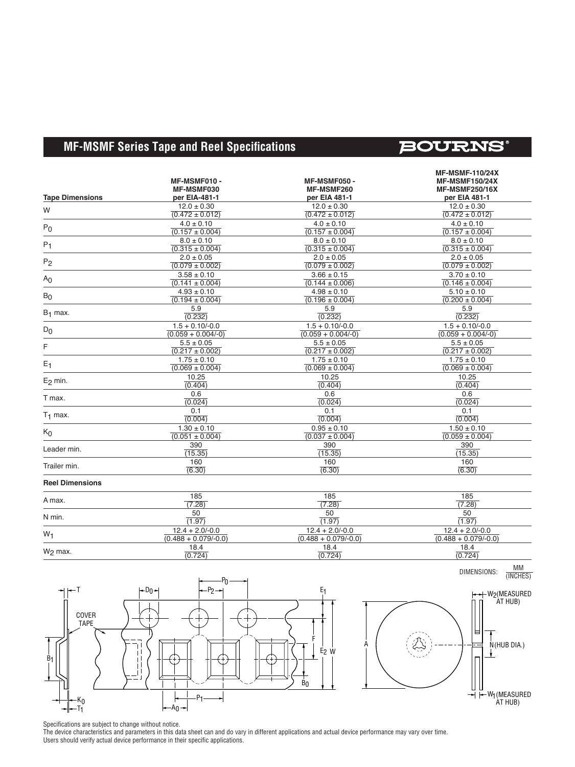## MF-MSMF Series Tape and Reel Specifications

BOURNS®

| Tape Dimensions | MF-MSMF010 - MF-MSMF030 per EIA-481-1 | MF-MSMF050 - MF-MSMF260 per EIA 481-1 | MF-MSMF-110/24X MF-MSMF150/24X MF-MSMF250/16X per EIA 481-1 |
|---|---|---|---|
| W | 12.0 ± 0.30 (0.472 ± 0.012) | 12.0 ± 0.30 (0.472 ± 0.012) | 12.0 ± 0.30 (0.472 ± 0.012) |
| $P_0$ | 4.0 ± 0.10 (0.157 ± 0.004) | 4.0 ± 0.10 (0.157 ± 0.004) | 4.0 ± 0.10 (0.157 ± 0.004) |
| $P_1$ | 8.0 ± 0.10 (0.315 ± 0.004) | 8.0 ± 0.10 (0.315 ± 0.004) | 8.0 ± 0.10 (0.315 ± 0.004) |
| $P_2$ | 2.0 ± 0.05 (0.079 ± 0.002) | 2.0 ± 0.05 (0.079 ± 0.002) | 2.0 ± 0.05 (0.079 ± 0.002) |
| $A_0$ | 3.58 ± 0.10 (0.141 ± 0.004) | 3.66 ± 0.15 (0.144 ± 0.006) | 3.70 ± 0.10 (0.146 ± 0.004) |
| $B_0$ | 4.93 ± 0.10 (0.194 ± 0.004) | 4.98 ± 0.10 (0.196 ± 0.004) | 5.10 ± 0.10 (0.200 ± 0.004) |
| $B_1$ max. | 5.9 (0.232) | 5.9 (0.232) | 5.9 (0.232) |
| $D_0$ | 1.5 + 0.10/-0.0 (0.059 + 0.004/-0) | 1.5 + 0.10/-0.0 (0.059 + 0.004/-0) | 1.5 + 0.10/-0.0 (0.059 + 0.004/-0) |
| F | 5.5 ± 0.05 (0.217 ± 0.002) | 5.5 ± 0.05 (0.217 ± 0.002) | 5.5 ± 0.05 (0.217 ± 0.002) |
| $E_1$ | 1.75 ± 0.10 (0.069 ± 0.004) | 1.75 ± 0.10 (0.069 ± 0.004) | 1.75 ± 0.10 (0.069 ± 0.004) |
| $E_2$ min. | 10.25 (0.404) | 10.25 (0.404) | 10.25 (0.404) |
| T max. | 0.6 (0.024) | 0.6 (0.024) | 0.6 (0.024) |
| $T_1$ max. | 0.1 (0.004) | 0.1 (0.004) | 0.1 (0.004) |
| $K_0$ | 1.30 ± 0.10 (0.051 ± 0.004) | 0.95 ± 0.10 (0.037 ± 0.004) | 1.50 ± 0.10 (0.059 ± 0.004) |
| Leader min. | 390 (15.35) | 390 (15.35) | 390 (15.35) |
| Trailer min. | 160 (6.30) | 160 (6.30) | 160 (6.30) |
| **Reel Dimensions** | | | |
| A max. | 185 (7.28) | 185 (7.28) | 185 (7.28) |
| N min. | 50 (1.97) | 50 (1.97) | 50 (1.97) |
| $W_1$ | 12.4 + 2.0/-0.0 (0.488 + 0.079/-0.0) | 12.4 + 2.0/-0.0 (0.488 + 0.079/-0.0) | 12.4 + 2.0/-0.0 (0.488 + 0.079/-0.0) |
| $W_2$ max. | 18.4 (0.724) | 18.4 (0.724) | 18.4 (0.724) |

DIMENSIONS: MM (INCHES)

T
COVER TAPE
$B_1$
$K_0$
$T_1$
$D_0$
$P_2$
$P_0$
$E_1$
F
$E_2$
W
$B_0$
$P_1$
$A_0$
A
$W_2$ (MEASURED AT HUB)
N (HUB DIA.)
$W_1$ (MEASURED AT HUB)

Specifications are subject to change without notice.
The device characteristics and parameters in this data sheet can and do vary in different applications and actual device performance may vary over time.
Users should verify actual device performance in their specific applications.